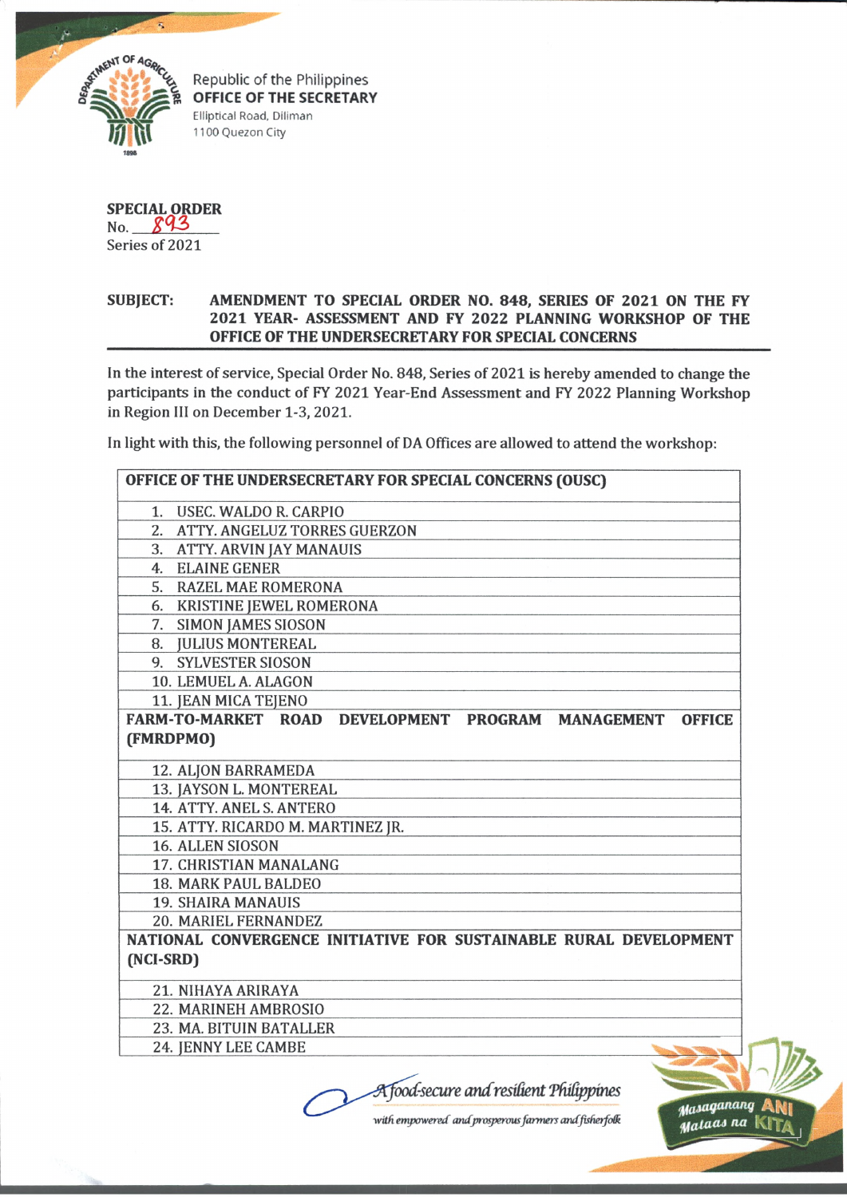Republic of the Philippines
**OFFICE OF THE SECRETARY**
Elliptical Road, Diliman
1100 Quezon City

**SPECIAL ORDER**
No. 893
Series of 2021

**SUBJECT: AMENDMENT TO SPECIAL ORDER NO. 848, SERIES OF 2021 ON THE FY 2021 YEAR- ASSESSMENT AND FY 2022 PLANNING WORKSHOP OF THE OFFICE OF THE UNDERSECRETARY FOR SPECIAL CONCERNS**

In the interest of service, Special Order No. 848, Series of 2021 is hereby amended to change the participants in the conduct of FY 2021 Year-End Assessment and FY 2022 Planning Workshop in Region III on December 1-3, 2021.

In light with this, the following personnel of DA Offices are allowed to attend the workshop:

| **OFFICE OF THE UNDERSECRETARY FOR SPECIAL CONCERNS (OUSC)** |
|---|
| 1. USEC. WALDO R. CARPIO |
| 2. ATTY. ANGELUZ TORRES GUERZON |
| 3. ATTY. ARVIN JAY MANAUIS |
| 4. ELAINE GENER |
| 5. RAZEL MAE ROMERONA |
| 6. KRISTINE JEWEL ROMERONA |
| 7. SIMON JAMES SIOSON |
| 8. JULIUS MONTEREAL |
| 9. SYLVESTER SIOSON |
| 10. LEMUEL A. ALAGON |
| 11. JEAN MICA TEJENO |
| **FARM-TO-MARKET ROAD DEVELOPMENT PROGRAM MANAGEMENT OFFICE (FMRDPMO)** |
| 12. ALJON BARRAMEDA |
| 13. JAYSON L. MONTEREAL |
| 14. ATTY. ANEL S. ANTERO |
| 15. ATTY. RICARDO M. MARTINEZ JR. |
| 16. ALLEN SIOSON |
| 17. CHRISTIAN MANALANG |
| 18. MARK PAUL BALDEO |
| 19. SHAIRA MANAUIS |
| 20. MARIEL FERNANDEZ |
| **NATIONAL CONVERGENCE INITIATIVE FOR SUSTAINABLE RURAL DEVELOPMENT (NCI-SRD)** |
| 21. NIHAYA ARIRAYA |
| 22. MARINEH AMBROSIO |
| 23. MA. BITUIN BATALLER |
| 24. JENNY LEE CAMBE |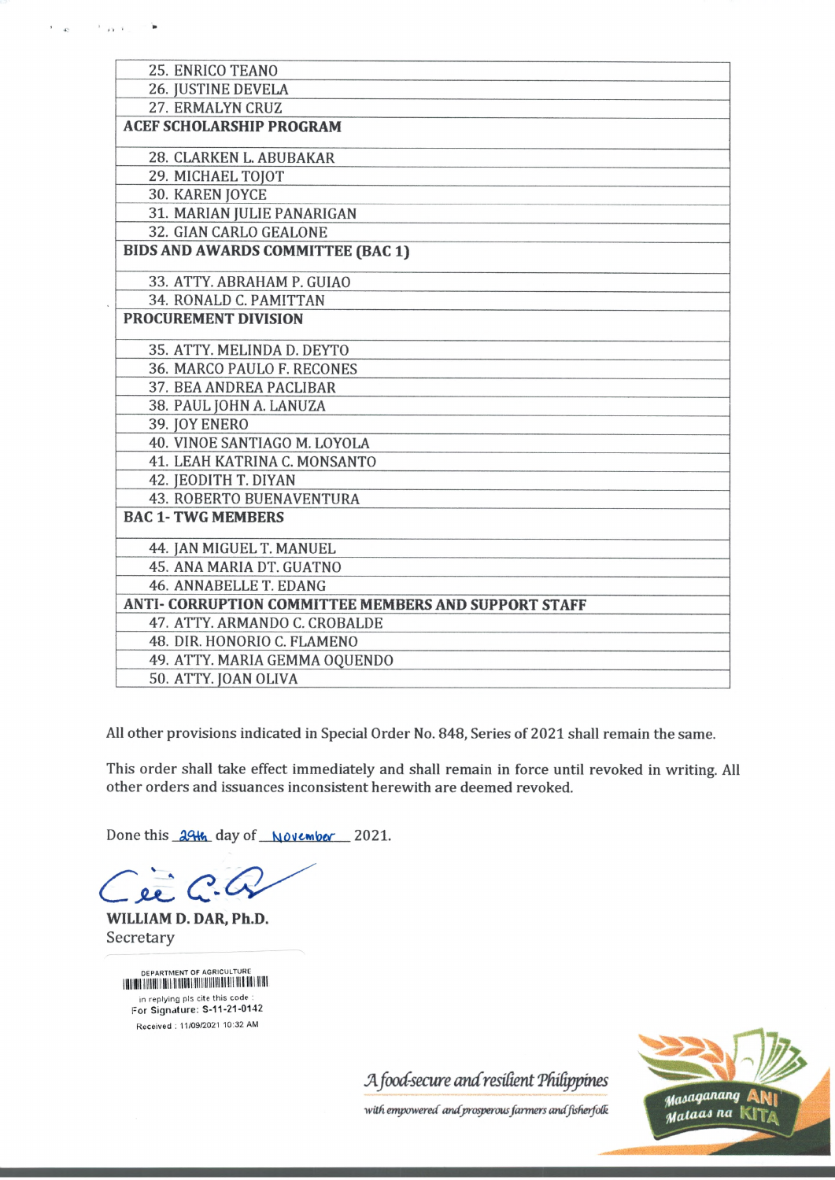| |
|---|
| 25. ENRICO TEANO |
| 26. JUSTINE DEVELA |
| 27. ERMALYN CRUZ |
| **ACEF SCHOLARSHIP PROGRAM** |
| 28. CLARKEN L. ABUBAKAR |
| 29. MICHAEL TOJOT |
| 30. KAREN JOYCE |
| 31. MARIAN JULIE PANARIGAN |
| 32. GIAN CARLO GEALONE |
| **BIDS AND AWARDS COMMITTEE (BAC 1)** |
| 33. ATTY. ABRAHAM P. GUIAO |
| 34. RONALD C. PAMITTAN |
| **PROCUREMENT DIVISION** |
| 35. ATTY. MELINDA D. DEYTO |
| 36. MARCO PAULO F. RECONES |
| 37. BEA ANDREA PACLIBAR |
| 38. PAUL JOHN A. LANUZA |
| 39. JOY ENERO |
| 40. VINOE SANTIAGO M. LOYOLA |
| 41. LEAH KATRINA C. MONSANTO |
| 42. JEODITH T. DIYAN |
| 43. ROBERTO BUENAVENTURA |
| **BAC 1- TWG MEMBERS** |
| 44. JAN MIGUEL T. MANUEL |
| 45. ANA MARIA DT. GUATNO |
| 46. ANNABELLE T. EDANG |
| **ANTI- CORRUPTION COMMITTEE MEMBERS AND SUPPORT STAFF** |
| 47. ATTY. ARMANDO C. CROBALDE |
| 48. DIR. HONORIO C. FLAMENO |
| 49. ATTY. MARIA GEMMA OQUENDO |
| 50. ATTY. JOAN OLIVA |

All other provisions indicated in Special Order No. 848, Series of 2021 shall remain the same.

This order shall take effect immediately and shall remain in force until revoked in writing. All other orders and issuances inconsistent herewith are deemed revoked.

Done this 29th day of November 2021.

**WILLIAM D. DAR, Ph.D.**
Secretary

DEPARTMENT OF AGRICULTURE
in replying pls cite this code :
For Signature: S-11-21-0142
Received : 11/09/2021 10:32 AM

*A food-secure and resilient Philippines*
*with empowered and prosperous farmers and fisherfolk*

Masaganang ANI Mataas na KITA